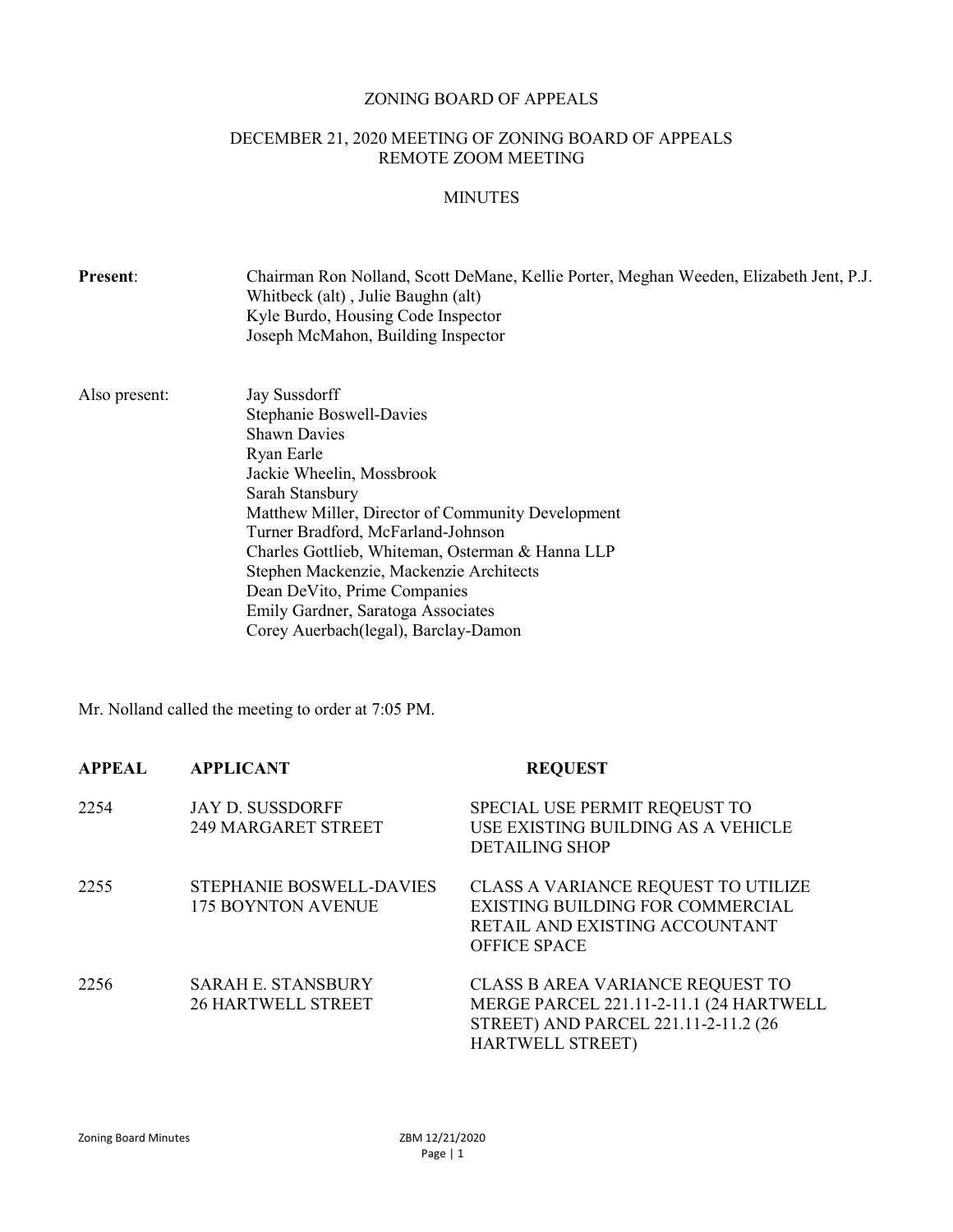# ZONING BOARD OF APPEALS

## DECEMBER 21, 2020 MEETING OF ZONING BOARD OF APPEALS
## REMOTE ZOOM MEETING

## MINUTES

**Present**: Chairman Ron Nolland, Scott DeMane, Kellie Porter, Meghan Weeden, Elizabeth Jent, P.J. Whitbeck (alt) , Julie Baughn (alt)
Kyle Burdo, Housing Code Inspector
Joseph McMahon, Building Inspector

Also present: Jay Sussdorff
Stephanie Boswell-Davies
Shawn Davies
Ryan Earle
Jackie Wheelin, Mossbrook
Sarah Stansbury
Matthew Miller, Director of Community Development
Turner Bradford, McFarland-Johnson
Charles Gottlieb, Whiteman, Osterman & Hanna LLP
Stephen Mackenzie, Mackenzie Architects
Dean DeVito, Prime Companies
Emily Gardner, Saratoga Associates
Corey Auerbach(legal), Barclay-Damon

Mr. Nolland called the meeting to order at 7:05 PM.

| APPEAL | APPLICANT | REQUEST |
|---|---|---|
| 2254 | JAY D. SUSSDORFF<br>249 MARGARET STREET | SPECIAL USE PERMIT REQEUST TO USE EXISTING BUILDING AS A VEHICLE DETAILING SHOP |
| 2255 | STEPHANIE BOSWELL-DAVIES<br>175 BOYNTON AVENUE | CLASS A VARIANCE REQUEST TO UTILIZE EXISTING BUILDING FOR COMMERCIAL RETAIL AND EXISTING ACCOUNTANT OFFICE SPACE |
| 2256 | SARAH E. STANSBURY<br>26 HARTWELL STREET | CLASS B AREA VARIANCE REQUEST TO MERGE PARCEL 221.11-2-11.1 (24 HARTWELL STREET) AND PARCEL 221.11-2-11.2 (26 HARTWELL STREET) |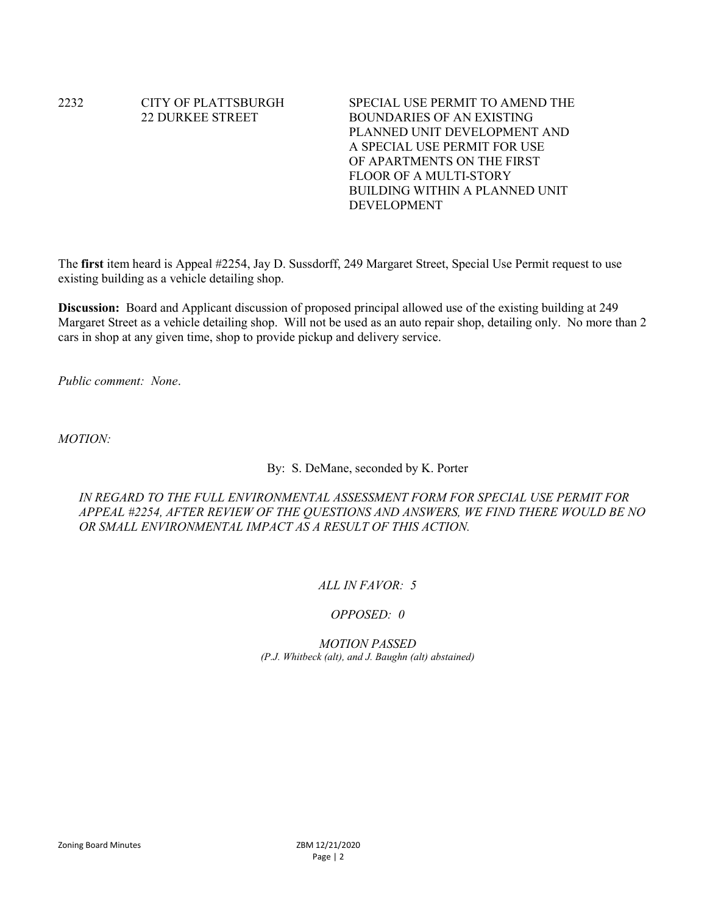| | | |
|---|---|---|
| 2232 | CITY OF PLATTSBURGH<br>22 DURKEE STREET | SPECIAL USE PERMIT TO AMEND THE BOUNDARIES OF AN EXISTING PLANNED UNIT DEVELOPMENT AND A SPECIAL USE PERMIT FOR USE OF APARTMENTS ON THE FIRST FLOOR OF A MULTI-STORY BUILDING WITHIN A PLANNED UNIT DEVELOPMENT |

The **first** item heard is Appeal #2254, Jay D. Sussdorff, 249 Margaret Street, Special Use Permit request to use existing building as a vehicle detailing shop.

**Discussion:** Board and Applicant discussion of proposed principal allowed use of the existing building at 249 Margaret Street as a vehicle detailing shop. Will not be used as an auto repair shop, detailing only. No more than 2 cars in shop at any given time, shop to provide pickup and delivery service.

*Public comment: None*.

*MOTION:*

By: S. DeMane, seconded by K. Porter

*IN REGARD TO THE FULL ENVIRONMENTAL ASSESSMENT FORM FOR SPECIAL USE PERMIT FOR APPEAL #2254, AFTER REVIEW OF THE QUESTIONS AND ANSWERS, WE FIND THERE WOULD BE NO OR SMALL ENVIRONMENTAL IMPACT AS A RESULT OF THIS ACTION.*

*ALL IN FAVOR: 5*

*OPPOSED: 0*

*MOTION PASSED*
*(P.J. Whitbeck (alt), and J. Baughn (alt) abstained)*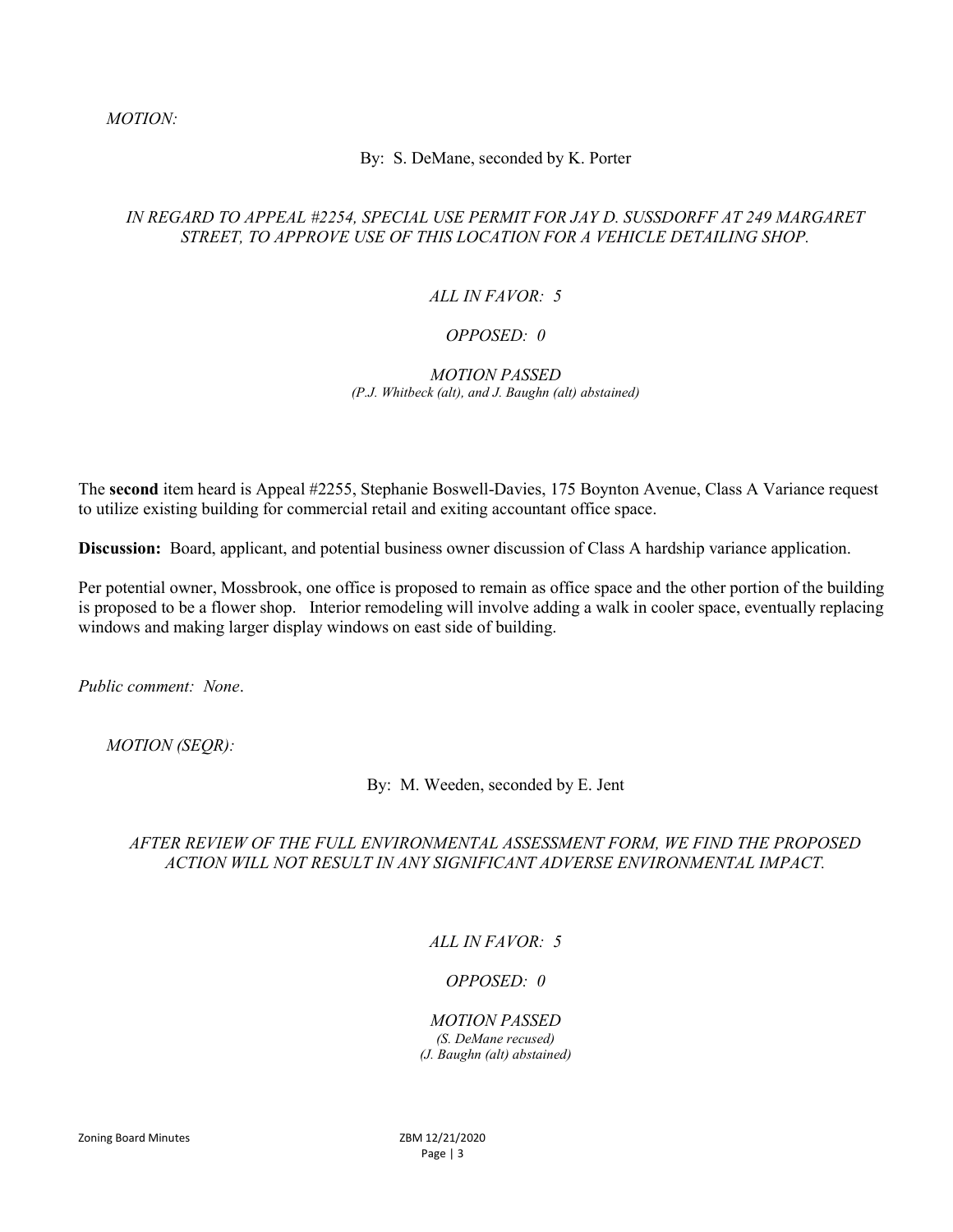*MOTION:*

By: S. DeMane, seconded by K. Porter

*IN REGARD TO APPEAL #2254, SPECIAL USE PERMIT FOR JAY D. SUSSDORFF AT 249 MARGARET STREET, TO APPROVE USE OF THIS LOCATION FOR A VEHICLE DETAILING SHOP.*

*ALL IN FAVOR: 5*

*OPPOSED: 0*

*MOTION PASSED*
*(P.J. Whitbeck (alt), and J. Baughn (alt) abstained)*

The **second** item heard is Appeal #2255, Stephanie Boswell-Davies, 175 Boynton Avenue, Class A Variance request to utilize existing building for commercial retail and exiting accountant office space.

**Discussion:** Board, applicant, and potential business owner discussion of Class A hardship variance application.

Per potential owner, Mossbrook, one office is proposed to remain as office space and the other portion of the building is proposed to be a flower shop. Interior remodeling will involve adding a walk in cooler space, eventually replacing windows and making larger display windows on east side of building.

*Public comment: None*.

*MOTION (SEQR):*

By: M. Weeden, seconded by E. Jent

*AFTER REVIEW OF THE FULL ENVIRONMENTAL ASSESSMENT FORM, WE FIND THE PROPOSED ACTION WILL NOT RESULT IN ANY SIGNIFICANT ADVERSE ENVIRONMENTAL IMPACT.*

*ALL IN FAVOR: 5*

*OPPOSED: 0*

*MOTION PASSED*
*(S. DeMane recused)*
*(J. Baughn (alt) abstained)*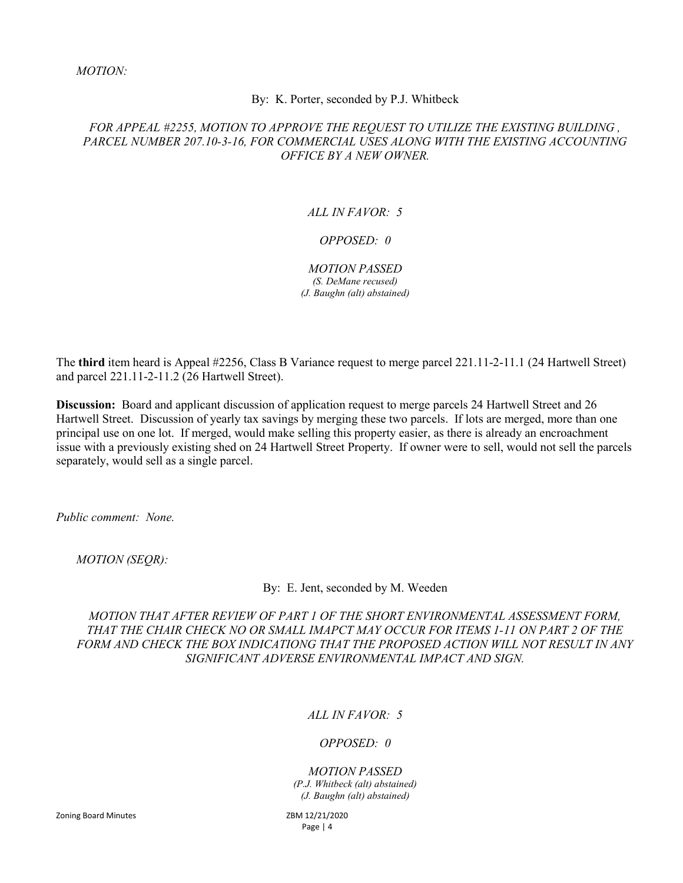*MOTION:*

By: K. Porter, seconded by P.J. Whitbeck

*FOR APPEAL #2255, MOTION TO APPROVE THE REQUEST TO UTILIZE THE EXISTING BUILDING , PARCEL NUMBER 207.10-3-16, FOR COMMERCIAL USES ALONG WITH THE EXISTING ACCOUNTING OFFICE BY A NEW OWNER.*

*ALL IN FAVOR: 5*

*OPPOSED: 0*

*MOTION PASSED*
*(S. DeMane recused)*
*(J. Baughn (alt) abstained)*

The **third** item heard is Appeal #2256, Class B Variance request to merge parcel 221.11-2-11.1 (24 Hartwell Street) and parcel 221.11-2-11.2 (26 Hartwell Street).

**Discussion:** Board and applicant discussion of application request to merge parcels 24 Hartwell Street and 26 Hartwell Street. Discussion of yearly tax savings by merging these two parcels. If lots are merged, more than one principal use on one lot. If merged, would make selling this property easier, as there is already an encroachment issue with a previously existing shed on 24 Hartwell Street Property. If owner were to sell, would not sell the parcels separately, would sell as a single parcel.

*Public comment: None.*

*MOTION (SEQR):*

By: E. Jent, seconded by M. Weeden

*MOTION THAT AFTER REVIEW OF PART 1 OF THE SHORT ENVIRONMENTAL ASSESSMENT FORM, THAT THE CHAIR CHECK NO OR SMALL IMAPCT MAY OCCUR FOR ITEMS 1-11 ON PART 2 OF THE FORM AND CHECK THE BOX INDICATIONG THAT THE PROPOSED ACTION WILL NOT RESULT IN ANY SIGNIFICANT ADVERSE ENVIRONMENTAL IMPACT AND SIGN.*

*ALL IN FAVOR: 5*

*OPPOSED: 0*

*MOTION PASSED*
*(P.J. Whitbeck (alt) abstained)*
*(J. Baughn (alt) abstained)*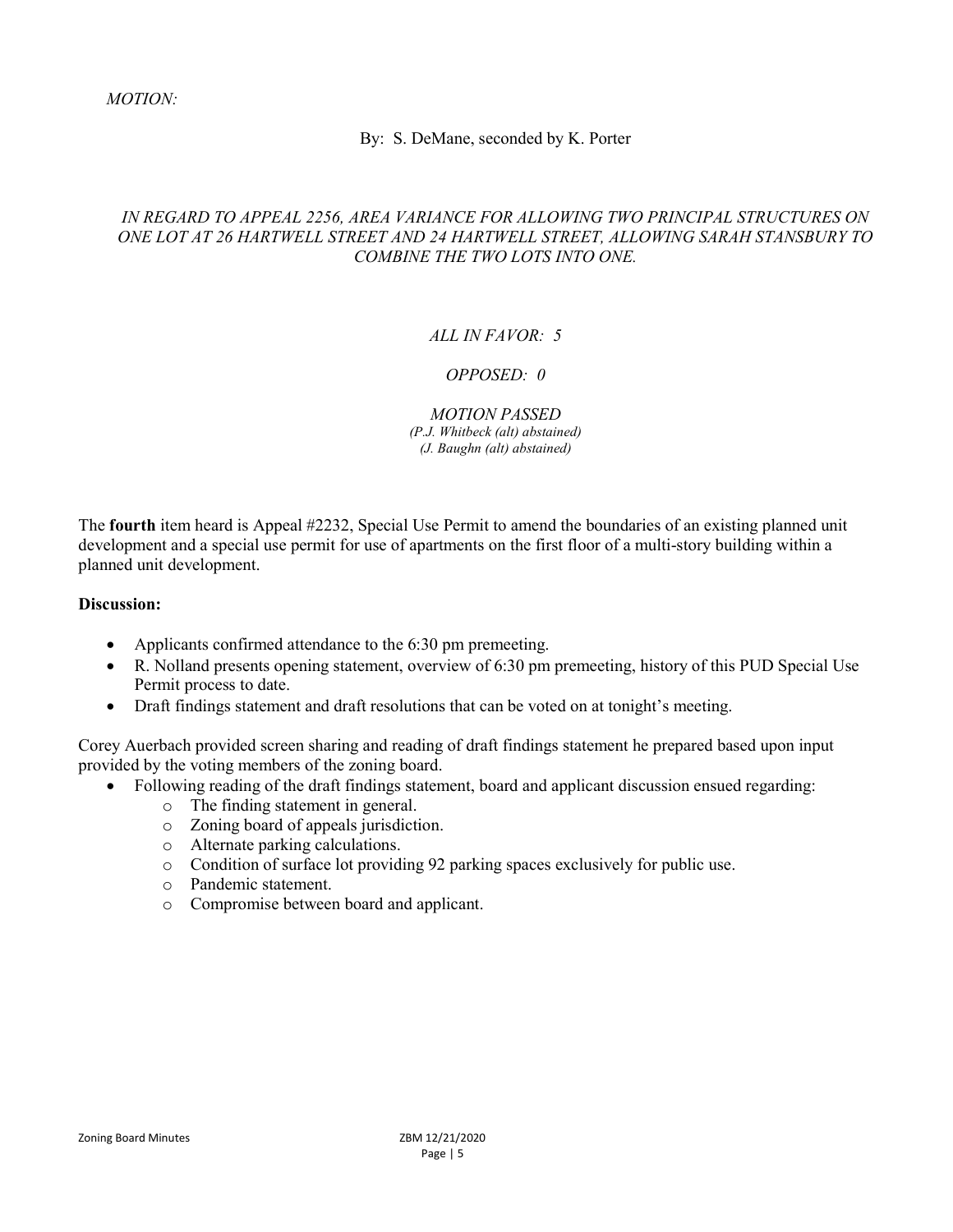*MOTION:*

By: S. DeMane, seconded by K. Porter

*IN REGARD TO APPEAL 2256, AREA VARIANCE FOR ALLOWING TWO PRINCIPAL STRUCTURES ON ONE LOT AT 26 HARTWELL STREET AND 24 HARTWELL STREET, ALLOWING SARAH STANSBURY TO COMBINE THE TWO LOTS INTO ONE.*

*ALL IN FAVOR: 5*

*OPPOSED: 0*

*MOTION PASSED*
*(P.J. Whitbeck (alt) abstained)*
*(J. Baughn (alt) abstained)*

The **fourth** item heard is Appeal #2232, Special Use Permit to amend the boundaries of an existing planned unit development and a special use permit for use of apartments on the first floor of a multi-story building within a planned unit development.

**Discussion:**

- Applicants confirmed attendance to the 6:30 pm premeeting.
- R. Nolland presents opening statement, overview of 6:30 pm premeeting, history of this PUD Special Use Permit process to date.
- Draft findings statement and draft resolutions that can be voted on at tonight's meeting.

Corey Auerbach provided screen sharing and reading of draft findings statement he prepared based upon input provided by the voting members of the zoning board.

- Following reading of the draft findings statement, board and applicant discussion ensued regarding:
  - The finding statement in general.
  - Zoning board of appeals jurisdiction.
  - Alternate parking calculations.
  - Condition of surface lot providing 92 parking spaces exclusively for public use.
  - Pandemic statement.
  - Compromise between board and applicant.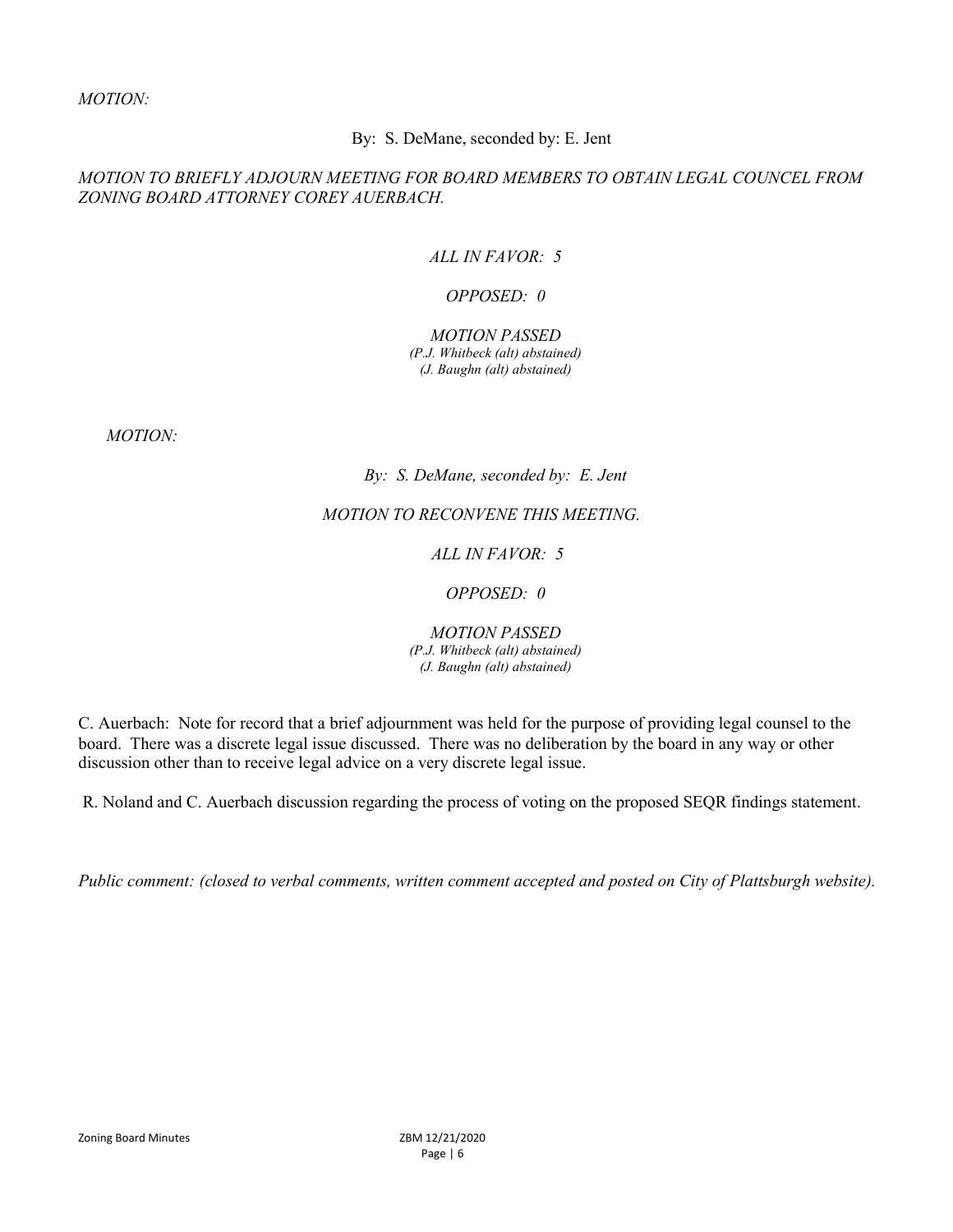*MOTION:*

By: S. DeMane, seconded by: E. Jent

*MOTION TO BRIEFLY ADJOURN MEETING FOR BOARD MEMBERS TO OBTAIN LEGAL COUNCEL FROM ZONING BOARD ATTORNEY COREY AUERBACH.*

*ALL IN FAVOR: 5*

*OPPOSED: 0*

*MOTION PASSED*
*(P.J. Whitbeck (alt) abstained)*
*(J. Baughn (alt) abstained)*

*MOTION:*

*By: S. DeMane, seconded by: E. Jent*

*MOTION TO RECONVENE THIS MEETING.*

*ALL IN FAVOR: 5*

*OPPOSED: 0*

*MOTION PASSED*
*(P.J. Whitbeck (alt) abstained)*
*(J. Baughn (alt) abstained)*

C. Auerbach: Note for record that a brief adjournment was held for the purpose of providing legal counsel to the board. There was a discrete legal issue discussed. There was no deliberation by the board in any way or other discussion other than to receive legal advice on a very discrete legal issue.

R. Noland and C. Auerbach discussion regarding the process of voting on the proposed SEQR findings statement.

*Public comment: (closed to verbal comments, written comment accepted and posted on City of Plattsburgh website).*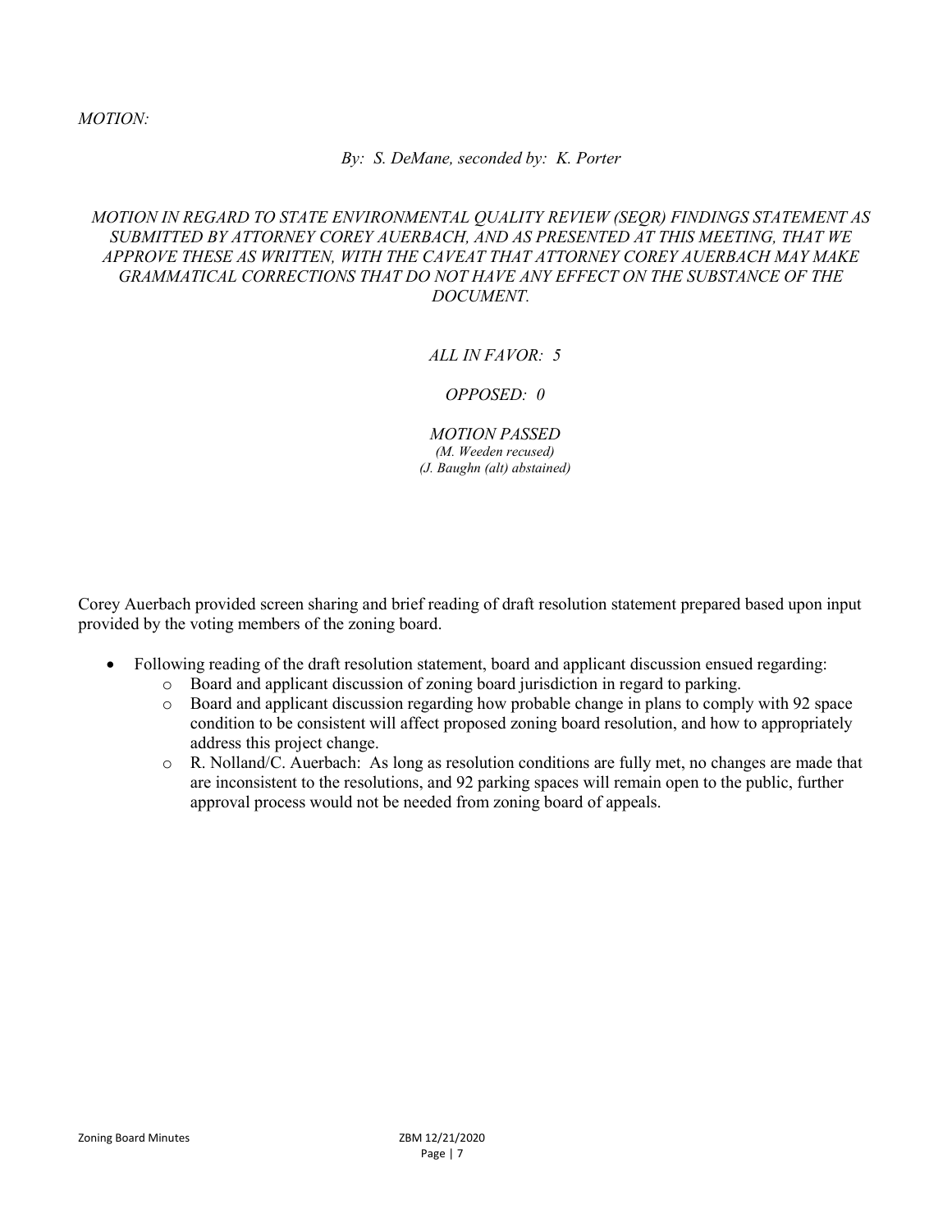*MOTION:*

*By: S. DeMane, seconded by: K. Porter*

*MOTION IN REGARD TO STATE ENVIRONMENTAL QUALITY REVIEW (SEQR) FINDINGS STATEMENT AS SUBMITTED BY ATTORNEY COREY AUERBACH, AND AS PRESENTED AT THIS MEETING, THAT WE APPROVE THESE AS WRITTEN, WITH THE CAVEAT THAT ATTORNEY COREY AUERBACH MAY MAKE GRAMMATICAL CORRECTIONS THAT DO NOT HAVE ANY EFFECT ON THE SUBSTANCE OF THE DOCUMENT.*

*ALL IN FAVOR: 5*

*OPPOSED: 0*

*MOTION PASSED*
*(M. Weeden recused)*
*(J. Baughn (alt) abstained)*

Corey Auerbach provided screen sharing and brief reading of draft resolution statement prepared based upon input provided by the voting members of the zoning board.

- Following reading of the draft resolution statement, board and applicant discussion ensued regarding:
  - Board and applicant discussion of zoning board jurisdiction in regard to parking.
  - Board and applicant discussion regarding how probable change in plans to comply with 92 space condition to be consistent will affect proposed zoning board resolution, and how to appropriately address this project change.
  - R. Nolland/C. Auerbach: As long as resolution conditions are fully met, no changes are made that are inconsistent to the resolutions, and 92 parking spaces will remain open to the public, further approval process would not be needed from zoning board of appeals.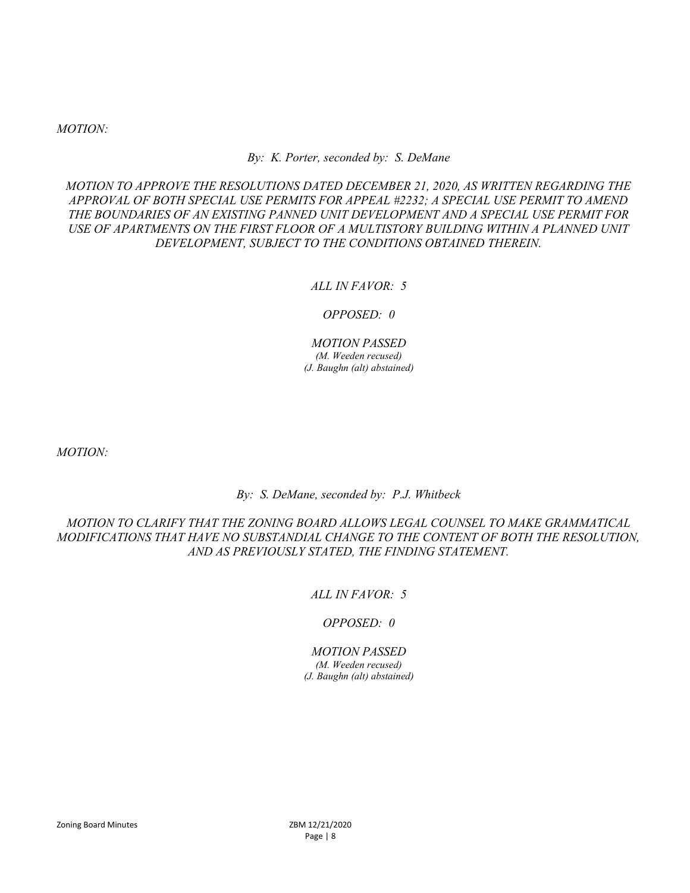*MOTION:*

*By: K. Porter, seconded by: S. DeMane*

*MOTION TO APPROVE THE RESOLUTIONS DATED DECEMBER 21, 2020, AS WRITTEN REGARDING THE APPROVAL OF BOTH SPECIAL USE PERMITS FOR APPEAL #2232; A SPECIAL USE PERMIT TO AMEND THE BOUNDARIES OF AN EXISTING PANNED UNIT DEVELOPMENT AND A SPECIAL USE PERMIT FOR USE OF APARTMENTS ON THE FIRST FLOOR OF A MULTISTORY BUILDING WITHIN A PLANNED UNIT DEVELOPMENT, SUBJECT TO THE CONDITIONS OBTAINED THEREIN.*

*ALL IN FAVOR: 5*

*OPPOSED: 0*

*MOTION PASSED*
*(M. Weeden recused)*
*(J. Baughn (alt) abstained)*

*MOTION:*

*By: S. DeMane, seconded by: P.J. Whitbeck*

*MOTION TO CLARIFY THAT THE ZONING BOARD ALLOWS LEGAL COUNSEL TO MAKE GRAMMATICAL MODIFICATIONS THAT HAVE NO SUBSTANDIAL CHANGE TO THE CONTENT OF BOTH THE RESOLUTION, AND AS PREVIOUSLY STATED, THE FINDING STATEMENT.*

*ALL IN FAVOR: 5*

*OPPOSED: 0*

*MOTION PASSED*
*(M. Weeden recused)*
*(J. Baughn (alt) abstained)*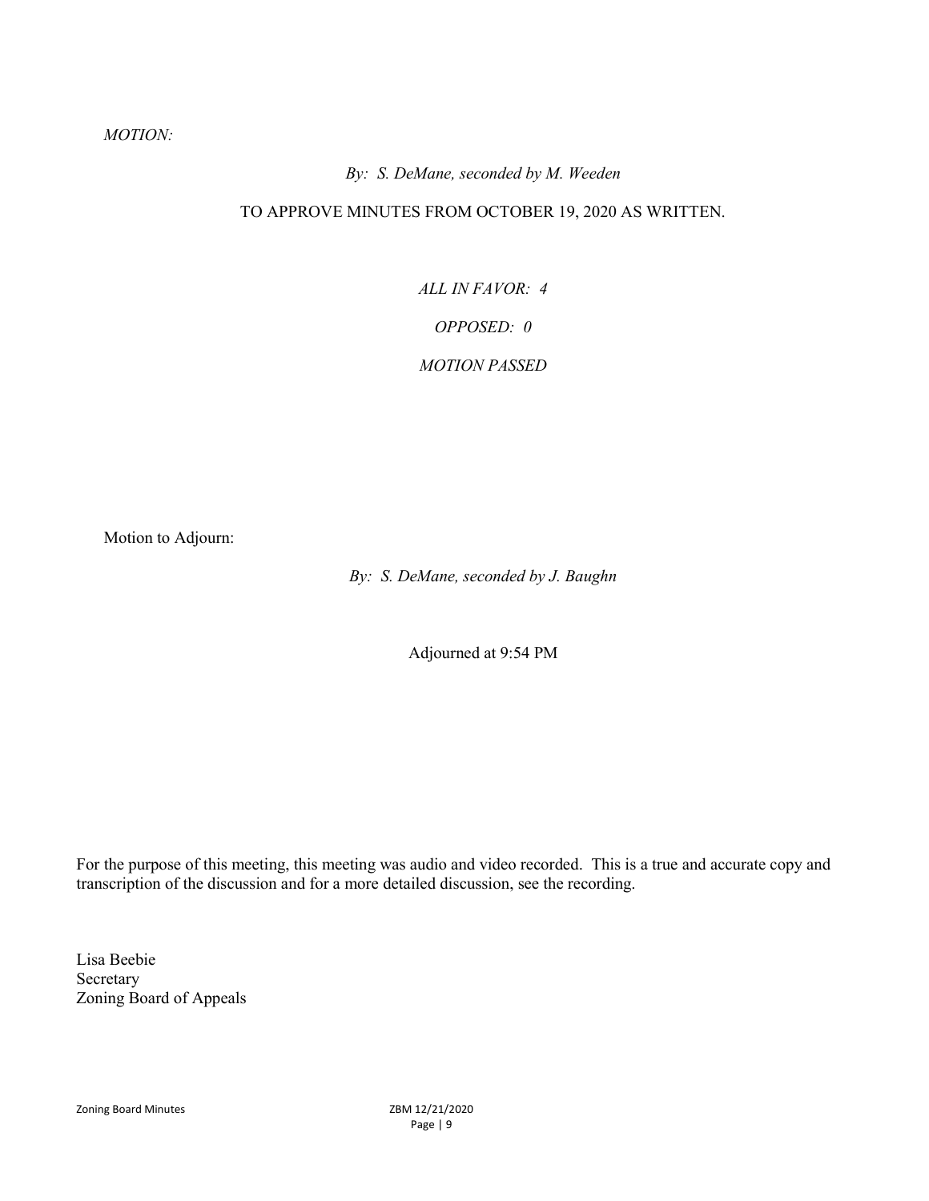*MOTION:*

*By: S. DeMane, seconded by M. Weeden*

TO APPROVE MINUTES FROM OCTOBER 19, 2020 AS WRITTEN.

*ALL IN FAVOR: 4*

*OPPOSED: 0*

*MOTION PASSED*

Motion to Adjourn:

*By: S. DeMane, seconded by J. Baughn*

Adjourned at 9:54 PM

For the purpose of this meeting, this meeting was audio and video recorded. This is a true and accurate copy and transcription of the discussion and for a more detailed discussion, see the recording.

Lisa Beebie
Secretary
Zoning Board of Appeals